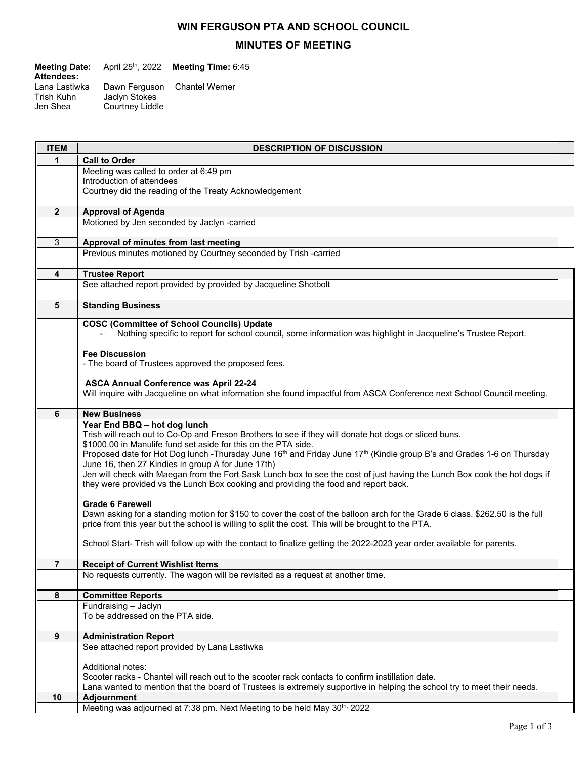# WIN FERGUSON PTA AND SCHOOL COUNCIL

## MINUTES OF MEETING

**Meeting Date:** April 25th, 2022 **Meeting Time:** 6:45

**Attendees:**

| | | |
|---|---|---|
| Lana Lastiwka | Dawn Ferguson | Chantel Werner |
| Trish Kuhn | Jaclyn Stokes | |
| Jen Shea | Courtney Liddle | |

| ITEM | DESCRIPTION OF DISCUSSION |
|---|---|
| **1** | **Call to Order** |
| | Meeting was called to order at 6:49 pm<br>Introduction of attendees<br>Courtney did the reading of the Treaty Acknowledgement |
| **2** | **Approval of Agenda** |
| | Motioned by Jen seconded by Jaclyn -carried |
| 3 | **Approval of minutes from last meeting** |
| | Previous minutes motioned by Courtney seconded by Trish -carried |
| **4** | **Trustee Report** |
| | See attached report provided by provided by Jacqueline Shotbolt |
| **5** | **Standing Business** |
| | **COSC (Committee of School Councils) Update**<br>- Nothing specific to report for school council, some information was highlight in Jacqueline's Trustee Report.<br><br>**Fee Discussion**<br>- The board of Trustees approved the proposed fees.<br><br>**ASCA Annual Conference was April 22-24**<br>Will inquire with Jacqueline on what information she found impactful from ASCA Conference next School Council meeting. |
| **6** | **New Business** |
| | **Year End BBQ – hot dog lunch**<br>Trish will reach out to Co-Op and Freson Brothers to see if they will donate hot dogs or sliced buns.<br>$1000.00 in Manulife fund set aside for this on the PTA side.<br>Proposed date for Hot Dog lunch -Thursday June 16th and Friday June 17th (Kindie group B's and Grades 1-6 on Thursday June 16, then 27 Kindies in group A for June 17th)<br>Jen will check with Maegan from the Fort Sask Lunch box to see the cost of just having the Lunch Box cook the hot dogs if they were provided vs the Lunch Box cooking and providing the food and report back.<br><br>**Grade 6 Farewell**<br>Dawn asking for a standing motion for $150 to cover the cost of the balloon arch for the Grade 6 class. $262.50 is the full price from this year but the school is willing to split the cost. This will be brought to the PTA.<br><br>School Start- Trish will follow up with the contact to finalize getting the 2022-2023 year order available for parents. |
| **7** | **Receipt of Current Wishlist Items** |
| | No requests currently. The wagon will be revisited as a request at another time. |
| **8** | **Committee Reports** |
| | Fundraising – Jaclyn<br>To be addressed on the PTA side. |
| **9** | **Administration Report** |
| | See attached report provided by Lana Lastiwka<br><br>Additional notes:<br>Scooter racks - Chantel will reach out to the scooter rack contacts to confirm instillation date.<br>Lana wanted to mention that the board of Trustees is extremely supportive in helping the school try to meet their needs. |
| **10** | **Adjournment** |
| | Meeting was adjourned at 7:38 pm. Next Meeting to be held May 30th, 2022 |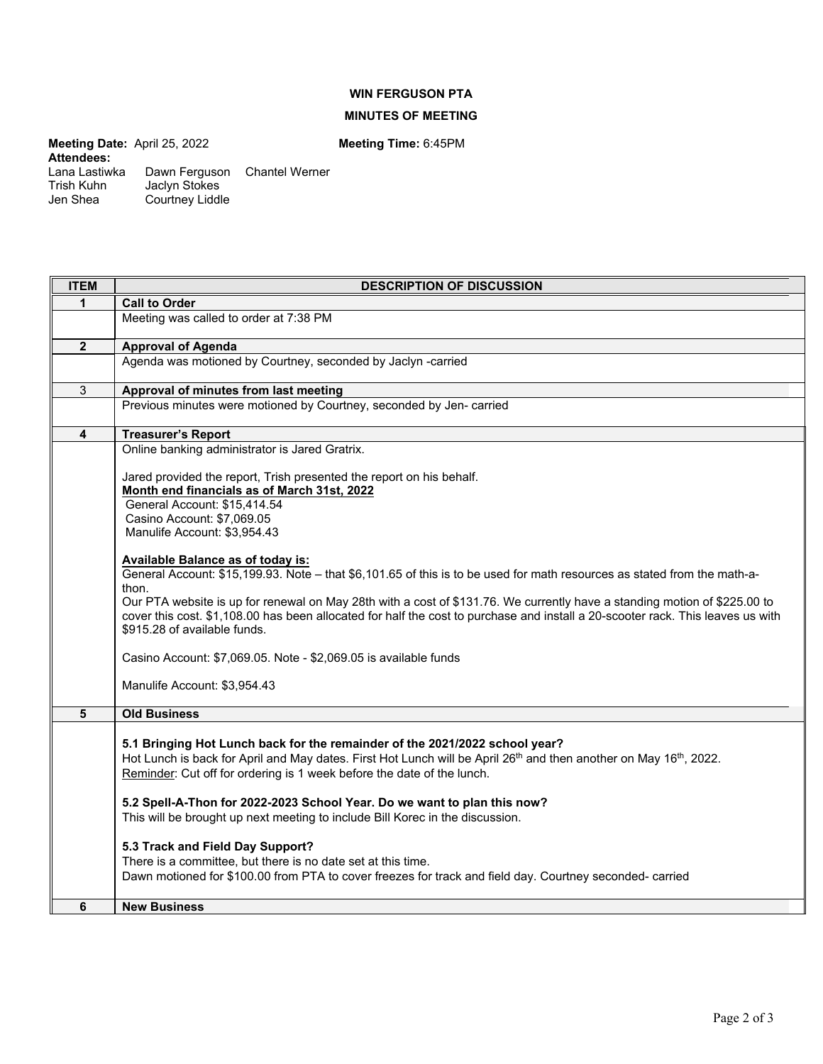**WIN FERGUSON PTA**

**MINUTES OF MEETING**

**Meeting Date:** April 25, 2022 **Meeting Time:** 6:45PM

**Attendees:**

| | | |
|---|---|---|
| Lana Lastiwka | Dawn Ferguson | Chantel Werner |
| Trish Kuhn | Jaclyn Stokes | |
| Jen Shea | Courtney Liddle | |

| ITEM | DESCRIPTION OF DISCUSSION |
|---|---|
| 1 | **Call to Order** |
| | Meeting was called to order at 7:38 PM |
| 2 | **Approval of Agenda** |
| | Agenda was motioned by Courtney, seconded by Jaclyn -carried |
| 3 | **Approval of minutes from last meeting** |
| | Previous minutes were motioned by Courtney, seconded by Jen- carried |
| 4 | **Treasurer's Report** |
| | Online banking administrator is Jared Gratrix.<br><br>Jared provided the report, Trish presented the report on his behalf.<br>**<u>Month end financials as of March 31st, 2022</u>**<br>General Account: $15,414.54<br>Casino Account: $7,069.05<br>Manulife Account: $3,954.43<br><br>**<u>Available Balance as of today is:</u>**<br>General Account: $15,199.93. Note – that $6,101.65 of this is to be used for math resources as stated from the math-a-thon.<br>Our PTA website is up for renewal on May 28th with a cost of $131.76. We currently have a standing motion of $225.00 to cover this cost. $1,108.00 has been allocated for half the cost to purchase and install a 20-scooter rack. This leaves us with $915.28 of available funds.<br><br>Casino Account: $7,069.05. Note - $2,069.05 is available funds<br><br>Manulife Account: $3,954.43 |
| 5 | **Old Business** |
| | **5.1 Bringing Hot Lunch back for the remainder of the 2021/2022 school year?**<br>Hot Lunch is back for April and May dates. First Hot Lunch will be April 26th and then another on May 16th, 2022.<br><u>Reminder</u>: Cut off for ordering is 1 week before the date of the lunch.<br><br>**5.2 Spell-A-Thon for 2022-2023 School Year. Do we want to plan this now?**<br>This will be brought up next meeting to include Bill Korec in the discussion.<br><br>**5.3 Track and Field Day Support?**<br>There is a committee, but there is no date set at this time.<br>Dawn motioned for $100.00 from PTA to cover freezes for track and field day. Courtney seconded- carried |
| 6 | **New Business** |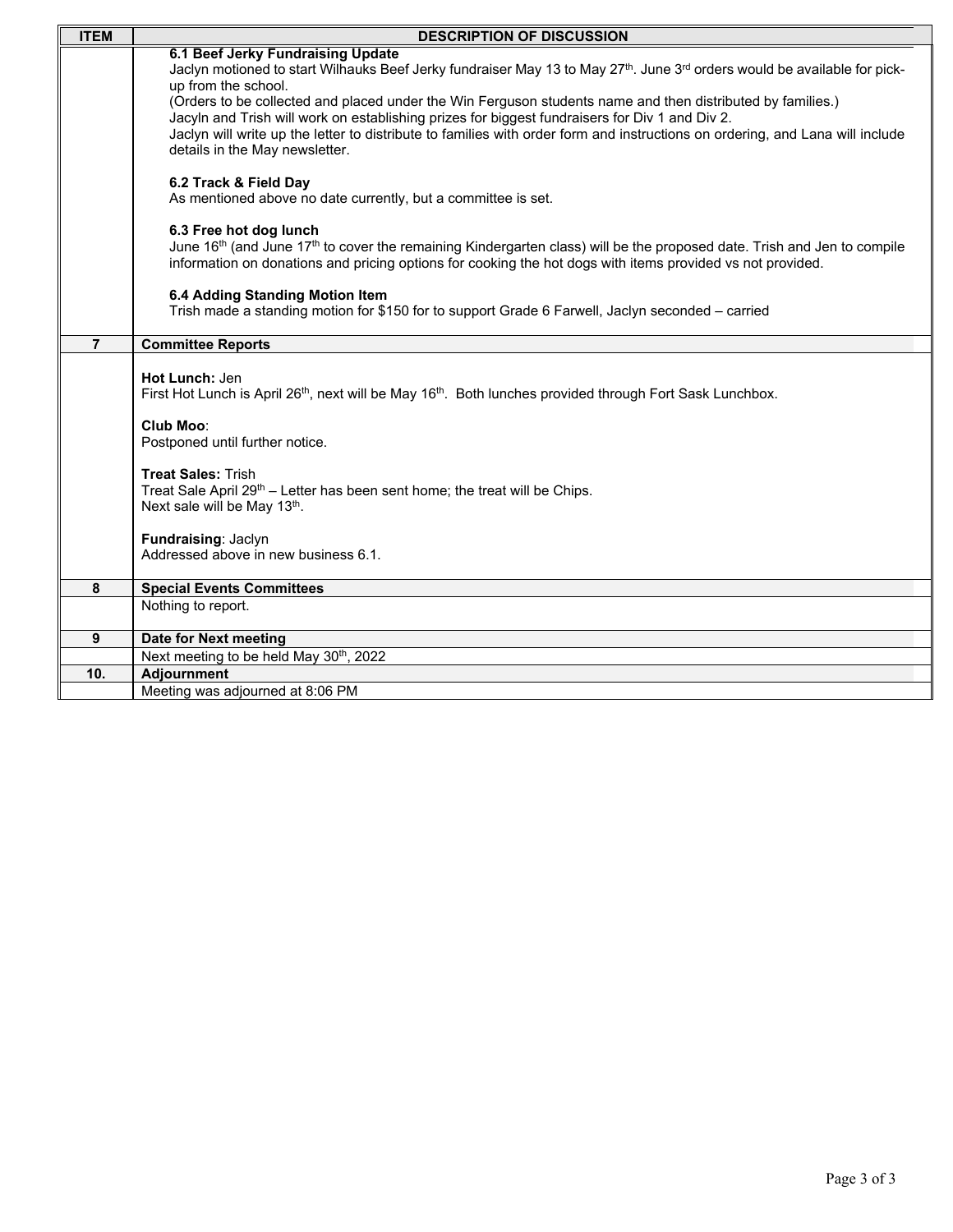| ITEM | DESCRIPTION OF DISCUSSION |
|---|---|
| | **6.1 Beef Jerky Fundraising Update**<br>Jaclyn motioned to start Wilhauks Beef Jerky fundraiser May 13 to May 27th. June 3rd orders would be available for pick-up from the school.<br>(Orders to be collected and placed under the Win Ferguson students name and then distributed by families.)<br>Jacyln and Trish will work on establishing prizes for biggest fundraisers for Div 1 and Div 2.<br>Jaclyn will write up the letter to distribute to families with order form and instructions on ordering, and Lana will include details in the May newsletter.<br><br>**6.2 Track & Field Day**<br>As mentioned above no date currently, but a committee is set.<br><br>**6.3 Free hot dog lunch**<br>June 16th (and June 17th to cover the remaining Kindergarten class) will be the proposed date. Trish and Jen to compile information on donations and pricing options for cooking the hot dogs with items provided vs not provided.<br><br>**6.4 Adding Standing Motion Item**<br>Trish made a standing motion for $150 for to support Grade 6 Farwell, Jaclyn seconded – carried |
| **7** | **Committee Reports** |
| | **Hot Lunch:** Jen<br>First Hot Lunch is April 26th, next will be May 16th. Both lunches provided through Fort Sask Lunchbox.<br><br>**Club Moo**:<br>Postponed until further notice.<br><br>**Treat Sales:** Trish<br>Treat Sale April 29th – Letter has been sent home; the treat will be Chips.<br>Next sale will be May 13th.<br><br>**Fundraising**: Jaclyn<br>Addressed above in new business 6.1. |
| **8** | **Special Events Committees** |
| | Nothing to report. |
| **9** | **Date for Next meeting** |
| | Next meeting to be held May 30th, 2022 |
| **10.** | **Adjournment** |
| | Meeting was adjourned at 8:06 PM |